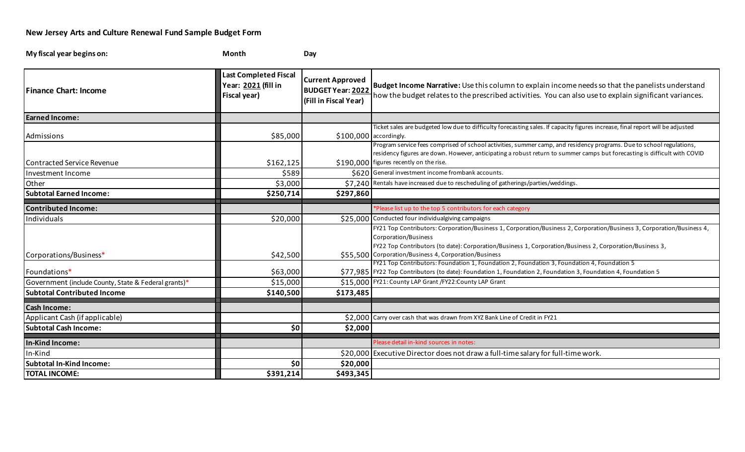## New Jersey Arts and Culture Renewal Fund Sample Budget Form

**My fiscal year begins on:** **Month** **Day**

| Finance Chart: Income | Last Completed Fiscal Year: 2021 (fill in Fiscal year) | Current Approved BUDGET Year: 2022 (Fill in Fiscal Year) | Budget Income Narrative: Use this column to explain income needs so that the panelists understand how the budget relates to the prescribed activities. You can also use to explain significant variances. |
|---|---|---|---|
| **Earned Income:** | | | |
| Admissions | $85,000 | $100,000 | Ticket sales are budgeted low due to difficulty forecasting sales. If capacity figures increase, final report will be adjusted accordingly. |
| Contracted Service Revenue | $162,125 | $190,000 | Program service fees comprised of school activities, summer camp, and residency programs. Due to school regulations, residency figures are down. However, anticipating a robust return to summer camps but forecasting is difficult with COVID figures recently on the rise. |
| Investment Income | $589 | $620 | General investment income frombank accounts. |
| Other | $3,000 | $7,240 | Rentals have increased due to rescheduling of gatherings/parties/weddings. |
| **Subtotal Earned Income:** | **$250,714** | **$297,860** | |
| **Contributed Income:** | | | *Please list up to the top 5 contributors for each category |
| Individuals | $20,000 | $25,000 | Conducted four individualgiving campaigns |
| Corporations/Business* | $42,500 | $55,500 | FY21 Top Contributors: Corporation/Business 1, Corporation/Business 2, Corporation/Business 3, Corporation/Business 4, Corporation/Business<br>FY22 Top Contributors (to date): Corporation/Business 1, Corporation/Business 2, Corporation/Business 3, Corporation/Business 4, Corporation/Business |
| Foundations* | $63,000 | $77,985 | FY21 Top Contributors: Foundation 1, Foundation 2, Foundation 3, Foundation 4, Foundation 5<br>FY22 Top Contributors (to date): Foundation 1, Foundation 2, Foundation 3, Foundation 4, Foundation 5 |
| Government (include County, State & Federal grants)* | $15,000 | $15,000 | FY21: County LAP Grant /FY22:County LAP Grant |
| **Subtotal Contributed Income** | **$140,500** | **$173,485** | |
| **Cash Income:** | | | |
| Applicant Cash (if applicable) | | $2,000 | Carry over cash that was drawn from XYZ Bank Line of Credit in FY21 |
| **Subtotal Cash Income:** | **$0** | **$2,000** | |
| **In-Kind Income:** | | | Please detail in-kind sources in notes: |
| In-Kind | | $20,000 | Executive Director does not draw a full-time salary for full-time work. |
| **Subtotal In-Kind Income:** | **$0** | **$20,000** | |
| **TOTAL INCOME:** | **$391,214** | **$493,345** | |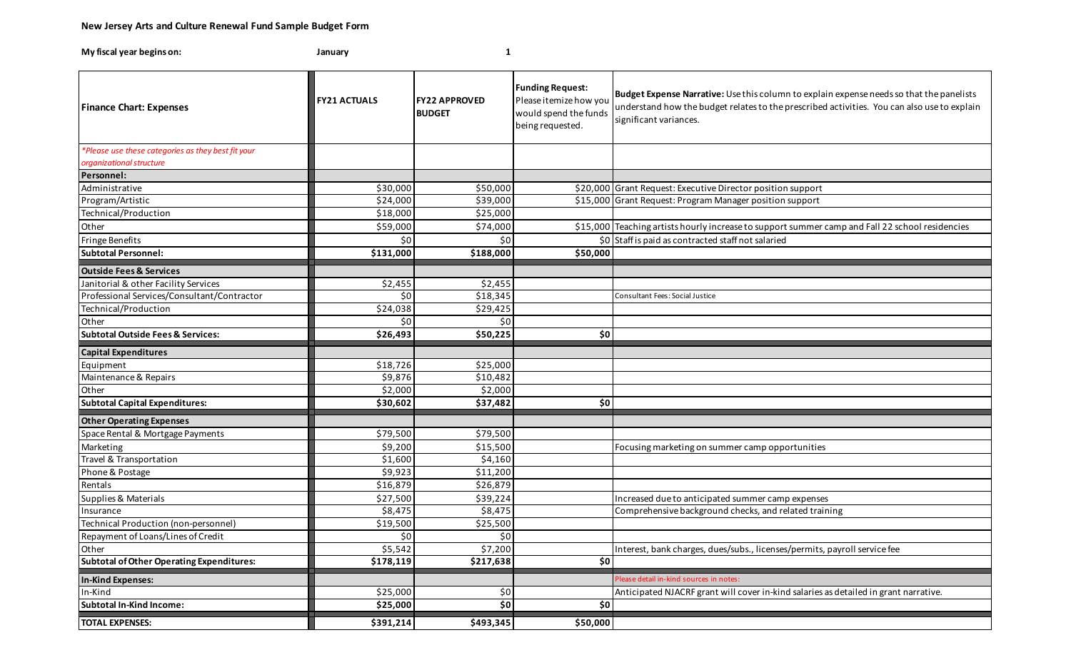**New Jersey Arts and Culture Renewal Fund Sample Budget Form**

**My fiscal year begins on:** January 1

| **Finance Chart: Expenses** | **FY21 ACTUALS** | **FY22 APPROVED BUDGET** | **Funding Request:** Please itemize how you would spend the funds being requested. | **Budget Expense Narrative:** Use this column to explain expense needs so that the panelists understand how the budget relates to the prescribed activities. You can also use to explain significant variances. |
|---|---|---|---|---|
| *\*Please use these categories as they best fit your organizational structure* | | | | |
| **Personnel:** | | | | |
| Administrative | $30,000 | $50,000 | $20,000 | Grant Request: Executive Director position support |
| Program/Artistic | $24,000 | $39,000 | $15,000 | Grant Request: Program Manager position support |
| Technical/Production | $18,000 | $25,000 | | |
| Other | $59,000 | $74,000 | $15,000 | Teaching artists hourly increase to support summer camp and Fall 22 school residencies |
| Fringe Benefits | $0 | $0 | $0 | Staff is paid as contracted staff not salaried |
| **Subtotal Personnel:** | **$131,000** | **$188,000** | **$50,000** | |
| **Outside Fees & Services** | | | | |
| Janitorial & other Facility Services | $2,455 | $2,455 | | |
| Professional Services/Consultant/Contractor | $0 | $18,345 | | Consultant Fees: Social Justice |
| Technical/Production | $24,038 | $29,425 | | |
| Other | $0 | $0 | | |
| **Subtotal Outside Fees & Services:** | **$26,493** | **$50,225** | **$0** | |
| **Capital Expenditures** | | | | |
| Equipment | $18,726 | $25,000 | | |
| Maintenance & Repairs | $9,876 | $10,482 | | |
| Other | $2,000 | $2,000 | | |
| **Subtotal Capital Expenditures:** | **$30,602** | **$37,482** | **$0** | |
| **Other Operating Expenses** | | | | |
| Space Rental & Mortgage Payments | $79,500 | $79,500 | | |
| Marketing | $9,200 | $15,500 | | Focusing marketing on summer camp opportunities |
| Travel & Transportation | $1,600 | $4,160 | | |
| Phone & Postage | $9,923 | $11,200 | | |
| Rentals | $16,879 | $26,879 | | |
| Supplies & Materials | $27,500 | $39,224 | | Increased due to anticipated summer camp expenses |
| Insurance | $8,475 | $8,475 | | Comprehensive background checks, and related training |
| Technical Production (non-personnel) | $19,500 | $25,500 | | |
| Repayment of Loans/Lines of Credit | $0 | $0 | | |
| Other | $5,542 | $7,200 | | Interest, bank charges, dues/subs., licenses/permits, payroll service fee |
| **Subtotal of Other Operating Expenditures:** | **$178,119** | **$217,638** | **$0** | |
| **In-Kind Expenses:** | | | | Please detail in-kind sources in notes: |
| In-Kind | $25,000 | $0 | | Anticipated NJACRF grant will cover in-kind salaries as detailed in grant narrative. |
| **Subtotal In-Kind Income:** | **$25,000** | **$0** | **$0** | |
| **TOTAL EXPENSES:** | **$391,214** | **$493,345** | **$50,000** | |